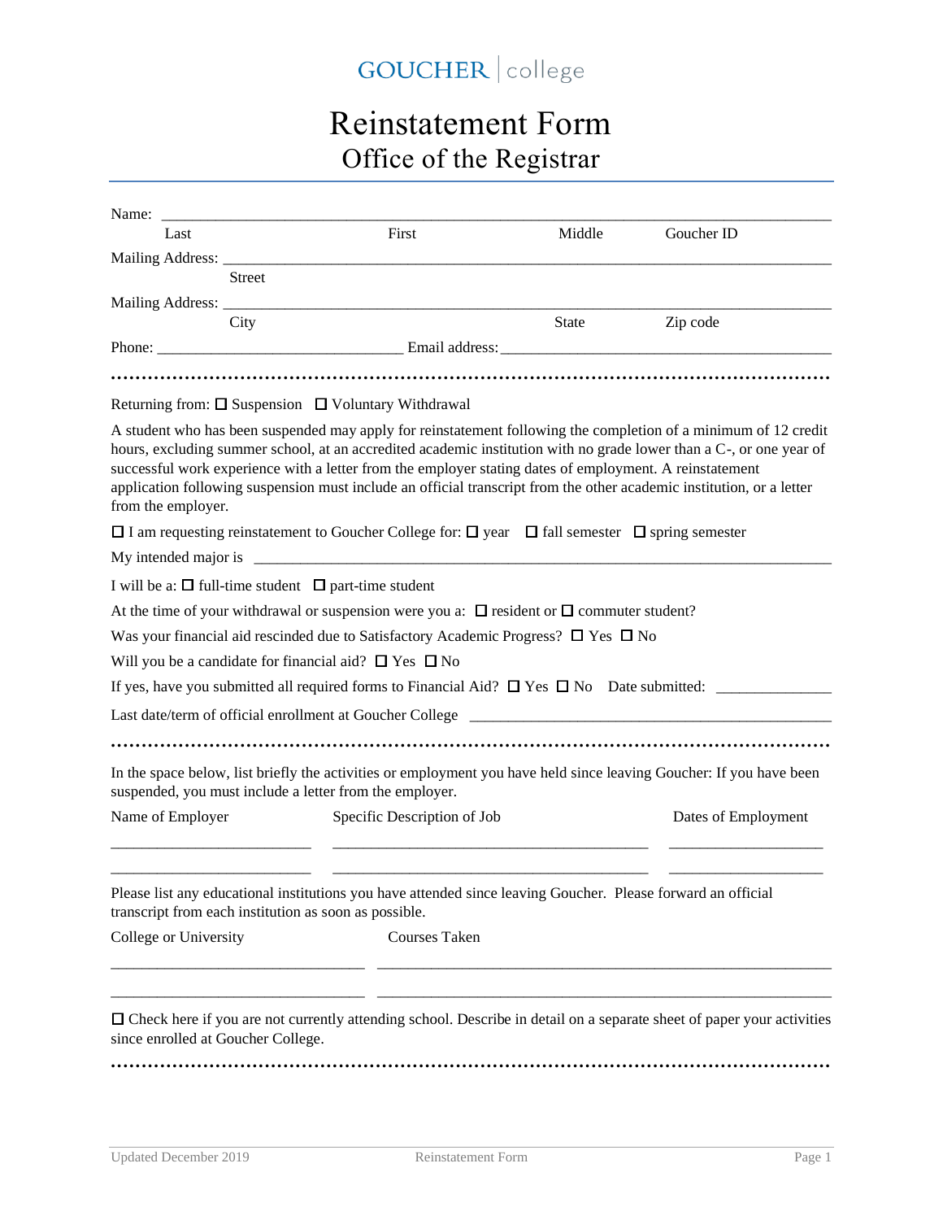GOUCHER | college

# Reinstatement Form

## Office of the Registrar

Name: ______________________________________________________________________________

Last — First — Middle — Goucher ID

Mailing Address: _______________________________________________________________________

Street

Mailing Address: _______________________________________________________________________

City — State — Zip code

Phone: ______________________________ Email address: ______________________________________

.........................................................................................................................

Returning from: ☐ Suspension ☐ Voluntary Withdrawal

A student who has been suspended may apply for reinstatement following the completion of a minimum of 12 credit hours, excluding summer school, at an accredited academic institution with no grade lower than a C-, or one year of successful work experience with a letter from the employer stating dates of employment. A reinstatement application following suspension must include an official transcript from the other academic institution, or a letter from the employer.

☐ I am requesting reinstatement to Goucher College for: ☐ year ☐ fall semester ☐ spring semester

My intended major is ______________________________________________________________________

I will be a: ☐ full-time student ☐ part-time student

At the time of your withdrawal or suspension were you a: ☐ resident or ☐ commuter student?

Was your financial aid rescinded due to Satisfactory Academic Progress? ☐ Yes ☐ No

Will you be a candidate for financial aid? ☐ Yes ☐ No

If yes, have you submitted all required forms to Financial Aid? ☐ Yes ☐ No Date submitted: ______________

Last date/term of official enrollment at Goucher College ____________________________________________

.........................................................................................................................

In the space below, list briefly the activities or employment you have held since leaving Goucher: If you have been suspended, you must include a letter from the employer.

| Name of Employer | Specific Description of Job | Dates of Employment |
|---|---|---|
| ________________________ | ______________________________________ | ____________________ |
| ________________________ | ______________________________________ | ____________________ |

Please list any educational institutions you have attended since leaving Goucher. Please forward an official transcript from each institution as soon as possible.

| College or University | Courses Taken |
|---|---|
| ______________________________ | ______________________________________________________ |
| ______________________________ | ______________________________________________________ |

☐ Check here if you are not currently attending school. Describe in detail on a separate sheet of paper your activities since enrolled at Goucher College.

.........................................................................................................................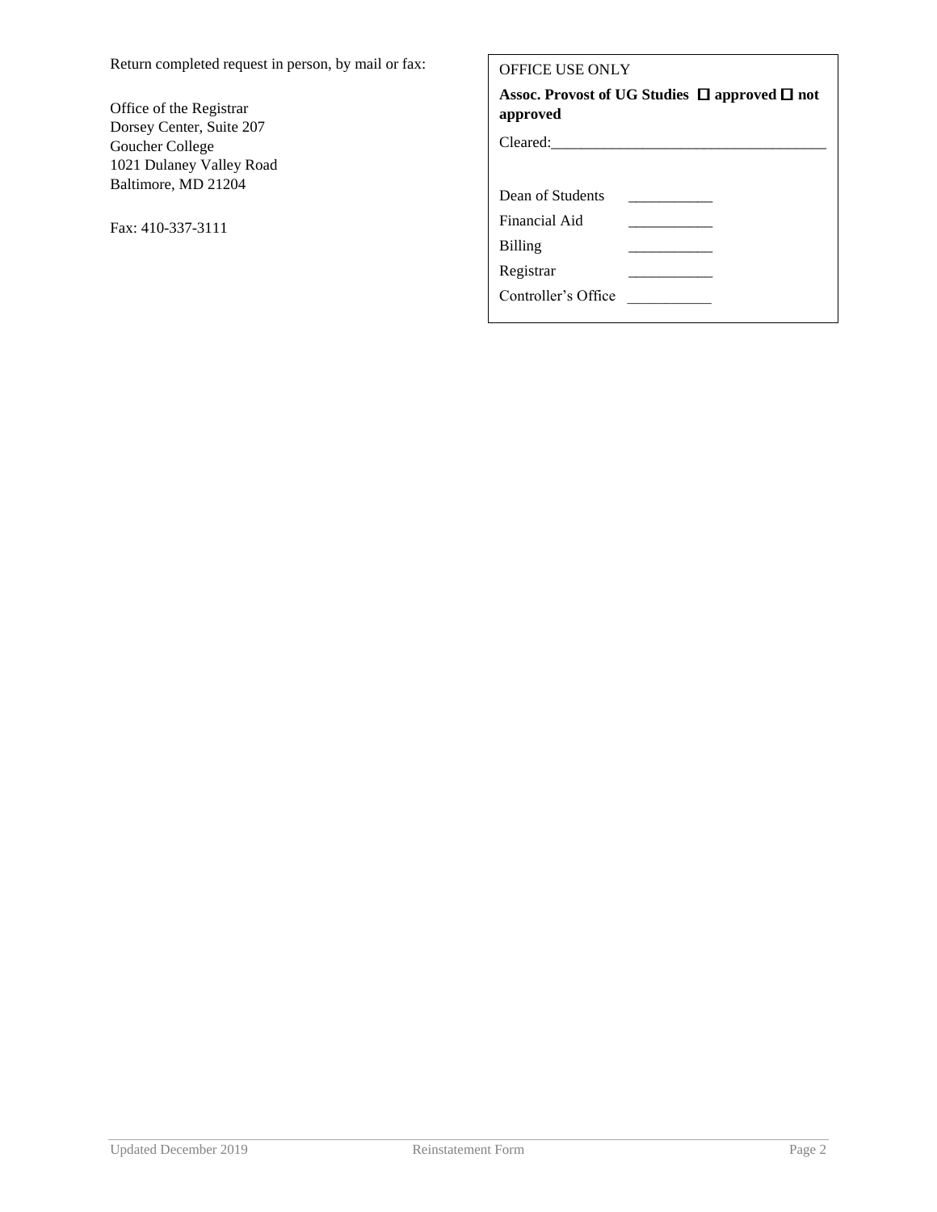Return completed request in person, by mail or fax:

Office of the Registrar
Dorsey Center, Suite 207
Goucher College
1021 Dulaney Valley Road
Baltimore, MD 21204

Fax: 410-337-3111

OFFICE USE ONLY

**Assoc. Provost of UG Studies ☐ approved ☐ not approved**

Cleared:___________________________________

| | |
|---|---|
| Dean of Students | __________ |
| Financial Aid | __________ |
| Billing | __________ |
| Registrar | __________ |
| Controller's Office | __________ |